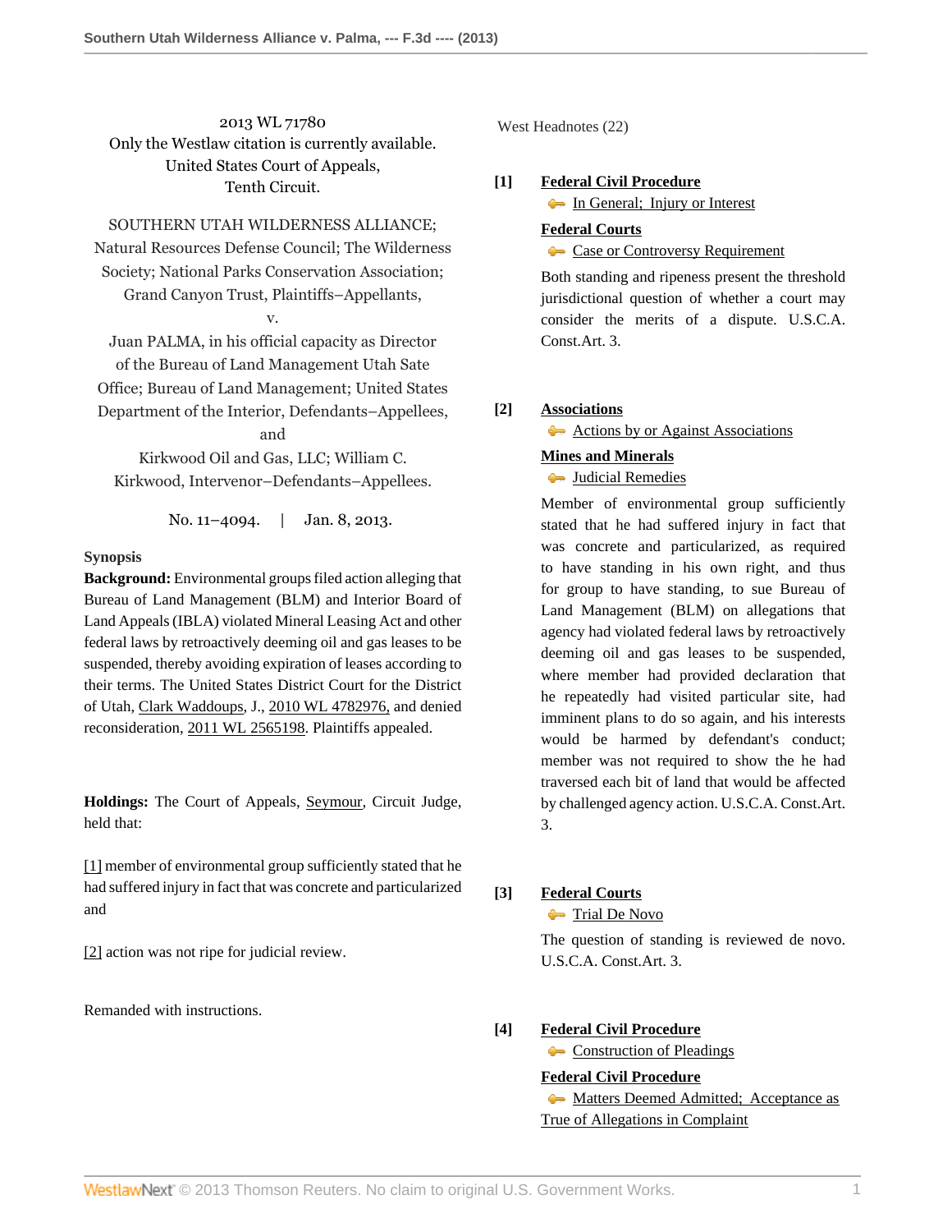2013 WL 71780
Only the Westlaw citation is currently available.
United States Court of Appeals,
Tenth Circuit.

SOUTHERN UTAH WILDERNESS ALLIANCE; Natural Resources Defense Council; The Wilderness Society; National Parks Conservation Association; Grand Canyon Trust, Plaintiffs–Appellants,
v.
Juan PALMA, in his official capacity as Director of the Bureau of Land Management Utah Sate Office; Bureau of Land Management; United States Department of the Interior, Defendants–Appellees,
and
Kirkwood Oil and Gas, LLC; William C. Kirkwood, Intervenor–Defendants–Appellees.

No. 11–4094. | Jan. 8, 2013.

**Synopsis**

**Background:** Environmental groups filed action alleging that Bureau of Land Management (BLM) and Interior Board of Land Appeals (IBLA) violated Mineral Leasing Act and other federal laws by retroactively deeming oil and gas leases to be suspended, thereby avoiding expiration of leases according to their terms. The United States District Court for the District of Utah, Clark Waddoups, J., 2010 WL 4782976, and denied reconsideration, 2011 WL 2565198. Plaintiffs appealed.

**Holdings:** The Court of Appeals, Seymour, Circuit Judge, held that:

[1] member of environmental group sufficiently stated that he had suffered injury in fact that was concrete and particularized and

[2] action was not ripe for judicial review.

Remanded with instructions.

West Headnotes (22)

**[1]** **Federal Civil Procedure**
In General; Injury or Interest
**Federal Courts**
Case or Controversy Requirement

Both standing and ripeness present the threshold jurisdictional question of whether a court may consider the merits of a dispute. U.S.C.A. Const.Art. 3.

**[2]** **Associations**
Actions by or Against Associations
**Mines and Minerals**
Judicial Remedies

Member of environmental group sufficiently stated that he had suffered injury in fact that was concrete and particularized, as required to have standing in his own right, and thus for group to have standing, to sue Bureau of Land Management (BLM) on allegations that agency had violated federal laws by retroactively deeming oil and gas leases to be suspended, where member had provided declaration that he repeatedly had visited particular site, had imminent plans to do so again, and his interests would be harmed by defendant's conduct; member was not required to show the he had traversed each bit of land that would be affected by challenged agency action. U.S.C.A. Const.Art. 3.

**[3]** **Federal Courts**
Trial De Novo

The question of standing is reviewed de novo. U.S.C.A. Const.Art. 3.

**[4]** **Federal Civil Procedure**
Construction of Pleadings
**Federal Civil Procedure**
Matters Deemed Admitted; Acceptance as True of Allegations in Complaint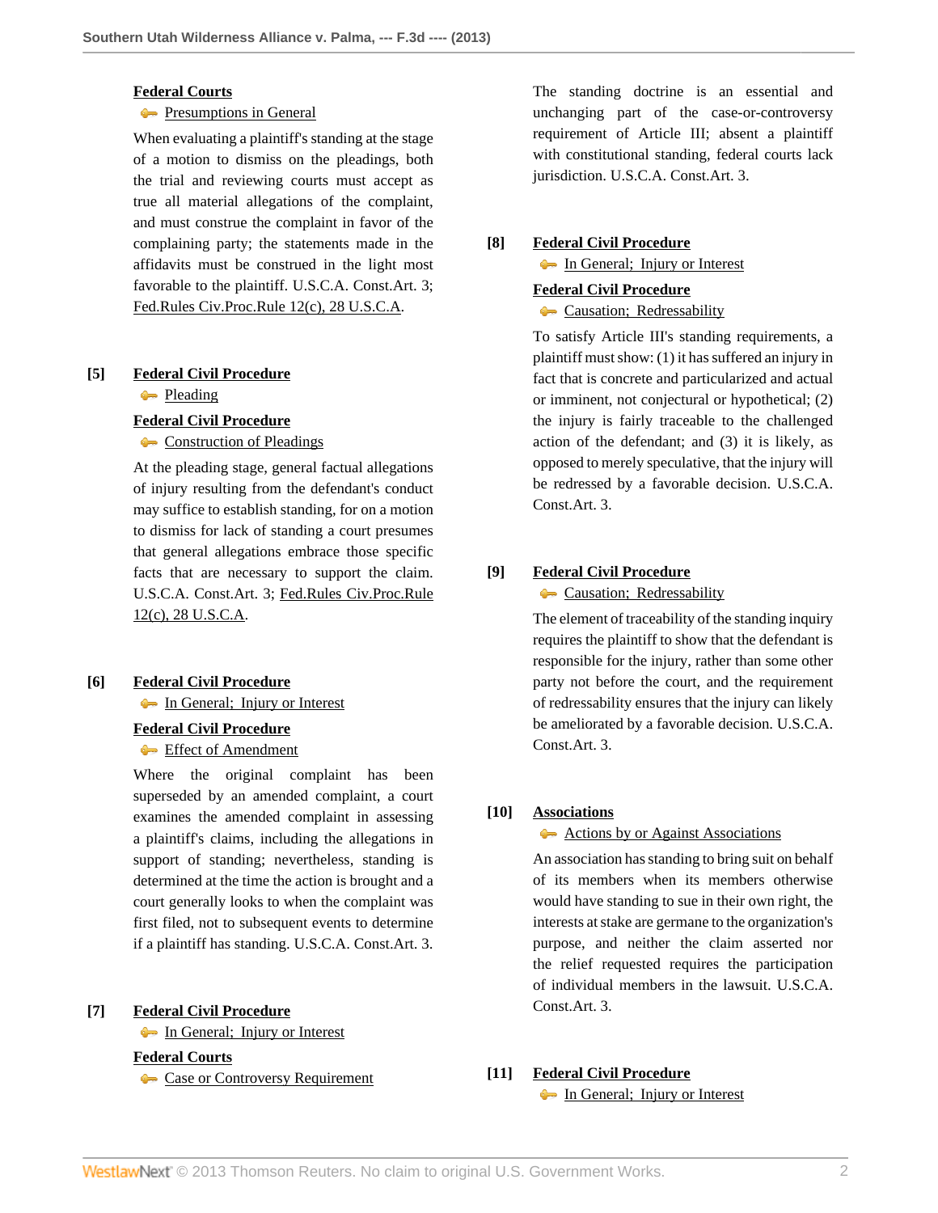**Federal Courts**

Presumptions in General

When evaluating a plaintiff's standing at the stage of a motion to dismiss on the pleadings, both the trial and reviewing courts must accept as true all material allegations of the complaint, and must construe the complaint in favor of the complaining party; the statements made in the affidavits must be construed in the light most favorable to the plaintiff. U.S.C.A. Const.Art. 3; Fed.Rules Civ.Proc.Rule 12(c), 28 U.S.C.A.

**[5] Federal Civil Procedure**

Pleading

**Federal Civil Procedure**

Construction of Pleadings

At the pleading stage, general factual allegations of injury resulting from the defendant's conduct may suffice to establish standing, for on a motion to dismiss for lack of standing a court presumes that general allegations embrace those specific facts that are necessary to support the claim. U.S.C.A. Const.Art. 3; Fed.Rules Civ.Proc.Rule 12(c), 28 U.S.C.A.

**[6] Federal Civil Procedure**

In General; Injury or Interest

**Federal Civil Procedure**

Effect of Amendment

Where the original complaint has been superseded by an amended complaint, a court examines the amended complaint in assessing a plaintiff's claims, including the allegations in support of standing; nevertheless, standing is determined at the time the action is brought and a court generally looks to when the complaint was first filed, not to subsequent events to determine if a plaintiff has standing. U.S.C.A. Const.Art. 3.

**[7] Federal Civil Procedure**

In General; Injury or Interest

**Federal Courts**

Case or Controversy Requirement

The standing doctrine is an essential and unchanging part of the case-or-controversy requirement of Article III; absent a plaintiff with constitutional standing, federal courts lack jurisdiction. U.S.C.A. Const.Art. 3.

**[8] Federal Civil Procedure**

In General; Injury or Interest

**Federal Civil Procedure**

Causation; Redressability

To satisfy Article III's standing requirements, a plaintiff must show: (1) it has suffered an injury in fact that is concrete and particularized and actual or imminent, not conjectural or hypothetical; (2) the injury is fairly traceable to the challenged action of the defendant; and (3) it is likely, as opposed to merely speculative, that the injury will be redressed by a favorable decision. U.S.C.A. Const.Art. 3.

**[9] Federal Civil Procedure**

Causation; Redressability

The element of traceability of the standing inquiry requires the plaintiff to show that the defendant is responsible for the injury, rather than some other party not before the court, and the requirement of redressability ensures that the injury can likely be ameliorated by a favorable decision. U.S.C.A. Const.Art. 3.

**[10] Associations**

Actions by or Against Associations

An association has standing to bring suit on behalf of its members when its members otherwise would have standing to sue in their own right, the interests at stake are germane to the organization's purpose, and neither the claim asserted nor the relief requested requires the participation of individual members in the lawsuit. U.S.C.A. Const.Art. 3.

**[11] Federal Civil Procedure**

In General; Injury or Interest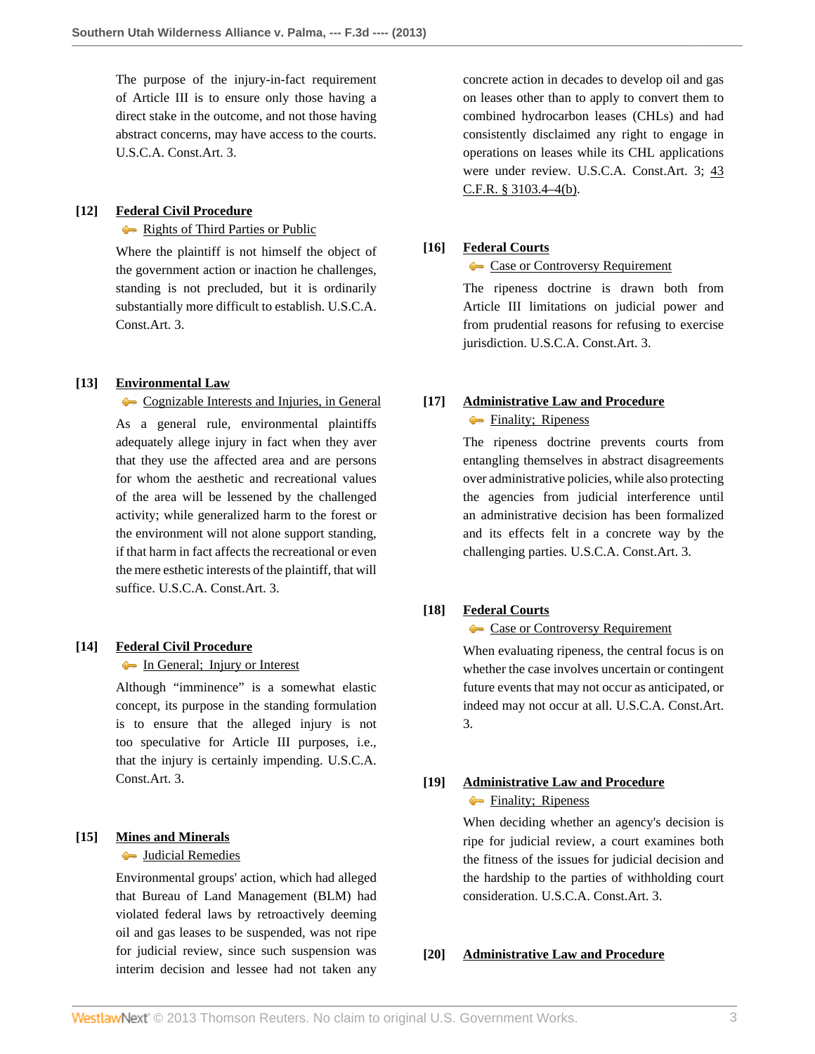The purpose of the injury-in-fact requirement of Article III is to ensure only those having a direct stake in the outcome, and not those having abstract concerns, may have access to the courts. U.S.C.A. Const.Art. 3.

**[12] Federal Civil Procedure**
Rights of Third Parties or Public

Where the plaintiff is not himself the object of the government action or inaction he challenges, standing is not precluded, but it is ordinarily substantially more difficult to establish. U.S.C.A. Const.Art. 3.

**[13] Environmental Law**
Cognizable Interests and Injuries, in General

As a general rule, environmental plaintiffs adequately allege injury in fact when they aver that they use the affected area and are persons for whom the aesthetic and recreational values of the area will be lessened by the challenged activity; while generalized harm to the forest or the environment will not alone support standing, if that harm in fact affects the recreational or even the mere esthetic interests of the plaintiff, that will suffice. U.S.C.A. Const.Art. 3.

**[14] Federal Civil Procedure**
In General; Injury or Interest

Although "imminence" is a somewhat elastic concept, its purpose in the standing formulation is to ensure that the alleged injury is not too speculative for Article III purposes, i.e., that the injury is certainly impending. U.S.C.A. Const.Art. 3.

**[15] Mines and Minerals**
Judicial Remedies

Environmental groups' action, which had alleged that Bureau of Land Management (BLM) had violated federal laws by retroactively deeming oil and gas leases to be suspended, was not ripe for judicial review, since such suspension was interim decision and lessee had not taken any concrete action in decades to develop oil and gas on leases other than to apply to convert them to combined hydrocarbon leases (CHLs) and had consistently disclaimed any right to engage in operations on leases while its CHL applications were under review. U.S.C.A. Const.Art. 3; 43 C.F.R. § 3103.4–4(b).

**[16] Federal Courts**
Case or Controversy Requirement

The ripeness doctrine is drawn both from Article III limitations on judicial power and from prudential reasons for refusing to exercise jurisdiction. U.S.C.A. Const.Art. 3.

**[17] Administrative Law and Procedure**
Finality; Ripeness

The ripeness doctrine prevents courts from entangling themselves in abstract disagreements over administrative policies, while also protecting the agencies from judicial interference until an administrative decision has been formalized and its effects felt in a concrete way by the challenging parties. U.S.C.A. Const.Art. 3.

**[18] Federal Courts**
Case or Controversy Requirement

When evaluating ripeness, the central focus is on whether the case involves uncertain or contingent future events that may not occur as anticipated, or indeed may not occur at all. U.S.C.A. Const.Art. 3.

**[19] Administrative Law and Procedure**
Finality; Ripeness

When deciding whether an agency's decision is ripe for judicial review, a court examines both the fitness of the issues for judicial decision and the hardship to the parties of withholding court consideration. U.S.C.A. Const.Art. 3.

**[20] Administrative Law and Procedure**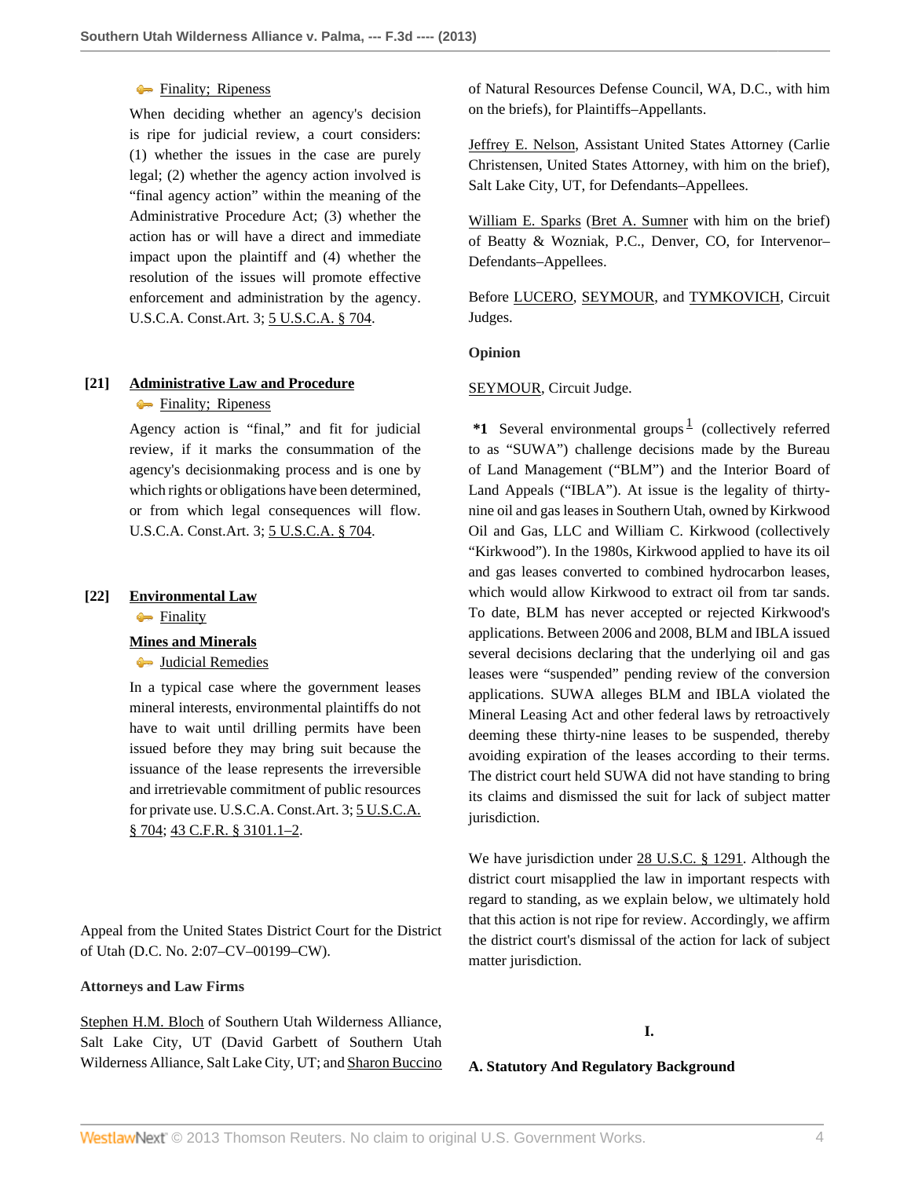Finality; Ripeness

When deciding whether an agency's decision is ripe for judicial review, a court considers: (1) whether the issues in the case are purely legal; (2) whether the agency action involved is "final agency action" within the meaning of the Administrative Procedure Act; (3) whether the action has or will have a direct and immediate impact upon the plaintiff and (4) whether the resolution of the issues will promote effective enforcement and administration by the agency. U.S.C.A. Const.Art. 3; 5 U.S.C.A. § 704.

**[21] Administrative Law and Procedure**

Finality; Ripeness

Agency action is "final," and fit for judicial review, if it marks the consummation of the agency's decisionmaking process and is one by which rights or obligations have been determined, or from which legal consequences will flow. U.S.C.A. Const.Art. 3; 5 U.S.C.A. § 704.

**[22] Environmental Law**

Finality

**Mines and Minerals**

Judicial Remedies

In a typical case where the government leases mineral interests, environmental plaintiffs do not have to wait until drilling permits have been issued before they may bring suit because the issuance of the lease represents the irreversible and irretrievable commitment of public resources for private use. U.S.C.A. Const.Art. 3; 5 U.S.C.A. § 704; 43 C.F.R. § 3101.1–2.

Appeal from the United States District Court for the District of Utah (D.C. No. 2:07–CV–00199–CW).

**Attorneys and Law Firms**

Stephen H.M. Bloch of Southern Utah Wilderness Alliance, Salt Lake City, UT (David Garbett of Southern Utah Wilderness Alliance, Salt Lake City, UT; and Sharon Buccino of Natural Resources Defense Council, WA, D.C., with him on the briefs), for Plaintiffs–Appellants.

Jeffrey E. Nelson, Assistant United States Attorney (Carlie Christensen, United States Attorney, with him on the brief), Salt Lake City, UT, for Defendants–Appellees.

William E. Sparks (Bret A. Sumner with him on the brief) of Beatty & Wozniak, P.C., Denver, CO, for Intervenor–Defendants–Appellees.

Before LUCERO, SEYMOUR, and TYMKOVICH, Circuit Judges.

**Opinion**

SEYMOUR, Circuit Judge.

**\*1** Several environmental groups[1] (collectively referred to as "SUWA") challenge decisions made by the Bureau of Land Management ("BLM") and the Interior Board of Land Appeals ("IBLA"). At issue is the legality of thirty-nine oil and gas leases in Southern Utah, owned by Kirkwood Oil and Gas, LLC and William C. Kirkwood (collectively "Kirkwood"). In the 1980s, Kirkwood applied to have its oil and gas leases converted to combined hydrocarbon leases, which would allow Kirkwood to extract oil from tar sands. To date, BLM has never accepted or rejected Kirkwood's applications. Between 2006 and 2008, BLM and IBLA issued several decisions declaring that the underlying oil and gas leases were "suspended" pending review of the conversion applications. SUWA alleges BLM and IBLA violated the Mineral Leasing Act and other federal laws by retroactively deeming these thirty-nine leases to be suspended, thereby avoiding expiration of the leases according to their terms. The district court held SUWA did not have standing to bring its claims and dismissed the suit for lack of subject matter jurisdiction.

We have jurisdiction under 28 U.S.C. § 1291. Although the district court misapplied the law in important respects with regard to standing, as we explain below, we ultimately hold that this action is not ripe for review. Accordingly, we affirm the district court's dismissal of the action for lack of subject matter jurisdiction.

## I.

### A. Statutory And Regulatory Background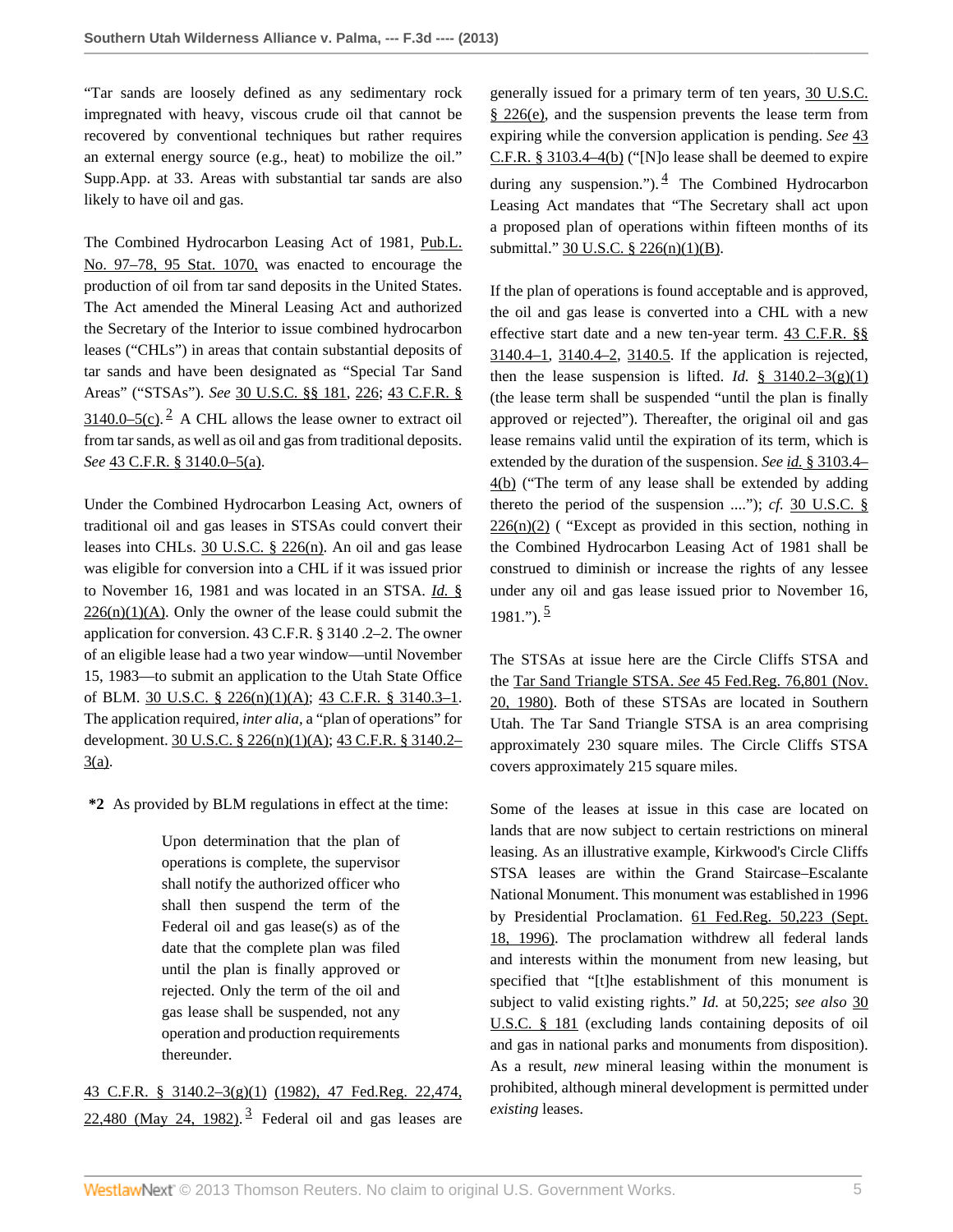"Tar sands are loosely defined as any sedimentary rock impregnated with heavy, viscous crude oil that cannot be recovered by conventional techniques but rather requires an external energy source (e.g., heat) to mobilize the oil." Supp.App. at 33. Areas with substantial tar sands are also likely to have oil and gas.

The Combined Hydrocarbon Leasing Act of 1981, Pub.L. No. 97–78, 95 Stat. 1070, was enacted to encourage the production of oil from tar sand deposits in the United States. The Act amended the Mineral Leasing Act and authorized the Secretary of the Interior to issue combined hydrocarbon leases ("CHLs") in areas that contain substantial deposits of tar sands and have been designated as "Special Tar Sand Areas" ("STSAs"). *See* 30 U.S.C. §§ 181, 226; 43 C.F.R. § 3140.0–5(c).[2] A CHL allows the lease owner to extract oil from tar sands, as well as oil and gas from traditional deposits. *See* 43 C.F.R. § 3140.0–5(a).

Under the Combined Hydrocarbon Leasing Act, owners of traditional oil and gas leases in STSAs could convert their leases into CHLs. 30 U.S.C. § 226(n). An oil and gas lease was eligible for conversion into a CHL if it was issued prior to November 16, 1981 and was located in an STSA. *Id.* § 226(n)(1)(A). Only the owner of the lease could submit the application for conversion. 43 C.F.R. § 3140 .2–2. The owner of an eligible lease had a two year window—until November 15, 1983—to submit an application to the Utah State Office of BLM. 30 U.S.C. § 226(n)(1)(A); 43 C.F.R. § 3140.3–1. The application required, *inter alia*, a "plan of operations" for development. 30 U.S.C. § 226(n)(1)(A); 43 C.F.R. § 3140.2–3(a).

**\*2** As provided by BLM regulations in effect at the time:

> Upon determination that the plan of operations is complete, the supervisor shall notify the authorized officer who shall then suspend the term of the Federal oil and gas lease(s) as of the date that the complete plan was filed until the plan is finally approved or rejected. Only the term of the oil and gas lease shall be suspended, not any operation and production requirements thereunder.

43 C.F.R. § 3140.2–3(g)(1) (1982), 47 Fed.Reg. 22,474, 22,480 (May 24, 1982).[3] Federal oil and gas leases are generally issued for a primary term of ten years, 30 U.S.C. § 226(e), and the suspension prevents the lease term from expiring while the conversion application is pending. *See* 43 C.F.R. § 3103.4–4(b) ("[N]o lease shall be deemed to expire during any suspension.").[4] The Combined Hydrocarbon Leasing Act mandates that "The Secretary shall act upon a proposed plan of operations within fifteen months of its submittal." 30 U.S.C. § 226(n)(1)(B).

If the plan of operations is found acceptable and is approved, the oil and gas lease is converted into a CHL with a new effective start date and a new ten-year term. 43 C.F.R. §§ 3140.4–1, 3140.4–2, 3140.5. If the application is rejected, then the lease suspension is lifted. *Id.* § 3140.2–3(g)(1) (the lease term shall be suspended "until the plan is finally approved or rejected"). Thereafter, the original oil and gas lease remains valid until the expiration of its term, which is extended by the duration of the suspension. *See id.* § 3103.4–4(b) ("The term of any lease shall be extended by adding thereto the period of the suspension ...."); *cf.* 30 U.S.C. § 226(n)(2) ( "Except as provided in this section, nothing in the Combined Hydrocarbon Leasing Act of 1981 shall be construed to diminish or increase the rights of any lessee under any oil and gas lease issued prior to November 16, 1981.").[5]

The STSAs at issue here are the Circle Cliffs STSA and the Tar Sand Triangle STSA. *See* 45 Fed.Reg. 76,801 (Nov. 20, 1980). Both of these STSAs are located in Southern Utah. The Tar Sand Triangle STSA is an area comprising approximately 230 square miles. The Circle Cliffs STSA covers approximately 215 square miles.

Some of the leases at issue in this case are located on lands that are now subject to certain restrictions on mineral leasing. As an illustrative example, Kirkwood's Circle Cliffs STSA leases are within the Grand Staircase–Escalante National Monument. This monument was established in 1996 by Presidential Proclamation. 61 Fed.Reg. 50,223 (Sept. 18, 1996). The proclamation withdrew all federal lands and interests within the monument from new leasing, but specified that "[t]he establishment of this monument is subject to valid existing rights." *Id.* at 50,225; *see also* 30 U.S.C. § 181 (excluding lands containing deposits of oil and gas in national parks and monuments from disposition). As a result, *new* mineral leasing within the monument is prohibited, although mineral development is permitted under *existing* leases.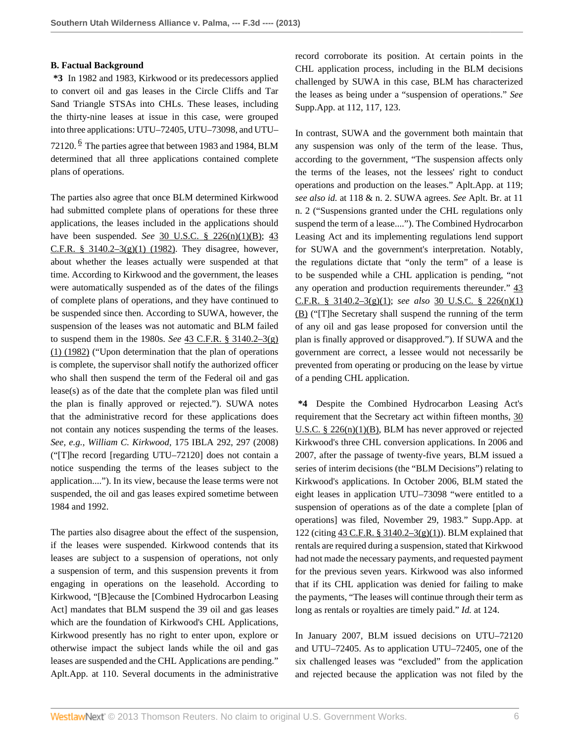### B. Factual Background

**\*3** In 1982 and 1983, Kirkwood or its predecessors applied to convert oil and gas leases in the Circle Cliffs and Tar Sand Triangle STSAs into CHLs. These leases, including the thirty-nine leases at issue in this case, were grouped into three applications: UTU–72405, UTU–73098, and UTU–72120.[6] The parties agree that between 1983 and 1984, BLM determined that all three applications contained complete plans of operations.

The parties also agree that once BLM determined Kirkwood had submitted complete plans of operations for these three applications, the leases included in the applications should have been suspended. *See* 30 U.S.C. § 226(n)(1)(B); 43 C.F.R. § 3140.2–3(g)(1) (1982). They disagree, however, about whether the leases actually were suspended at that time. According to Kirkwood and the government, the leases were automatically suspended as of the dates of the filings of complete plans of operations, and they have continued to be suspended since then. According to SUWA, however, the suspension of the leases was not automatic and BLM failed to suspend them in the 1980s. *See* 43 C.F.R. § 3140.2–3(g)(1) (1982) ("Upon determination that the plan of operations is complete, the supervisor shall notify the authorized officer who shall then suspend the term of the Federal oil and gas lease(s) as of the date that the complete plan was filed until the plan is finally approved or rejected."). SUWA notes that the administrative record for these applications does not contain any notices suspending the terms of the leases. *See, e.g., William C. Kirkwood*, 175 IBLA 292, 297 (2008) ("[T]he record [regarding UTU–72120] does not contain a notice suspending the terms of the leases subject to the application...."). In its view, because the lease terms were not suspended, the oil and gas leases expired sometime between 1984 and 1992.

The parties also disagree about the effect of the suspension, if the leases were suspended. Kirkwood contends that its leases are subject to a suspension of operations, not only a suspension of term, and this suspension prevents it from engaging in operations on the leasehold. According to Kirkwood, "[B]ecause the [Combined Hydrocarbon Leasing Act] mandates that BLM suspend the 39 oil and gas leases which are the foundation of Kirkwood's CHL Applications, Kirkwood presently has no right to enter upon, explore or otherwise impact the subject lands while the oil and gas leases are suspended and the CHL Applications are pending." Aplt.App. at 110. Several documents in the administrative record corroborate its position. At certain points in the CHL application process, including in the BLM decisions challenged by SUWA in this case, BLM has characterized the leases as being under a "suspension of operations." *See* Supp.App. at 112, 117, 123.

In contrast, SUWA and the government both maintain that any suspension was only of the term of the lease. Thus, according to the government, "The suspension affects only the terms of the leases, not the lessees' right to conduct operations and production on the leases." Aplt.App. at 119; *see also id.* at 118 & n. 2. SUWA agrees. *See* Aplt. Br. at 11 n. 2 ("Suspensions granted under the CHL regulations only suspend the term of a lease...."). The Combined Hydrocarbon Leasing Act and its implementing regulations lend support for SUWA and the government's interpretation. Notably, the regulations dictate that "only the term" of a lease is to be suspended while a CHL application is pending, "not any operation and production requirements thereunder." 43 C.F.R. § 3140.2–3(g)(1); *see also* 30 U.S.C. § 226(n)(1)(B) ("[T]he Secretary shall suspend the running of the term of any oil and gas lease proposed for conversion until the plan is finally approved or disapproved."). If SUWA and the government are correct, a lessee would not necessarily be prevented from operating or producing on the lease by virtue of a pending CHL application.

**\*4** Despite the Combined Hydrocarbon Leasing Act's requirement that the Secretary act within fifteen months, 30 U.S.C. § 226(n)(1)(B), BLM has never approved or rejected Kirkwood's three CHL conversion applications. In 2006 and 2007, after the passage of twenty-five years, BLM issued a series of interim decisions (the "BLM Decisions") relating to Kirkwood's applications. In October 2006, BLM stated the eight leases in application UTU–73098 "were entitled to a suspension of operations as of the date a complete [plan of operations] was filed, November 29, 1983." Supp.App. at 122 (citing 43 C.F.R. § 3140.2–3(g)(1)). BLM explained that rentals are required during a suspension, stated that Kirkwood had not made the necessary payments, and requested payment for the previous seven years. Kirkwood was also informed that if its CHL application was denied for failing to make the payments, "The leases will continue through their term as long as rentals or royalties are timely paid." *Id.* at 124.

In January 2007, BLM issued decisions on UTU–72120 and UTU–72405. As to application UTU–72405, one of the six challenged leases was "excluded" from the application and rejected because the application was not filed by the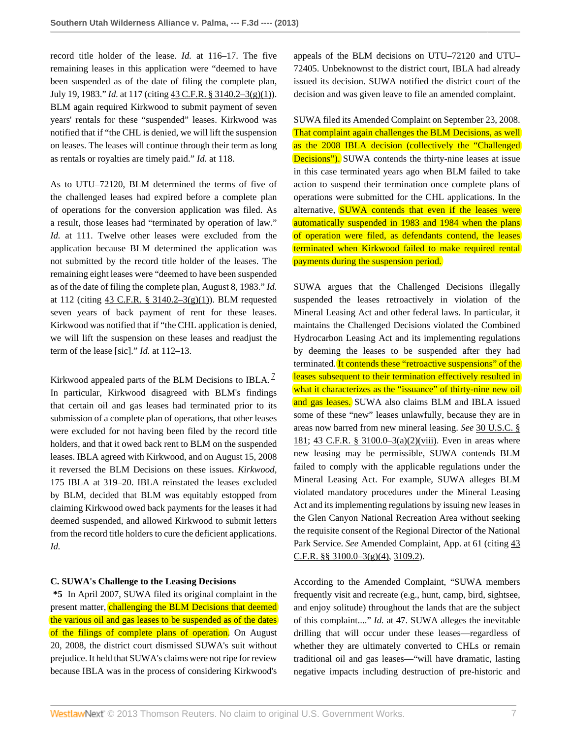record title holder of the lease. *Id.* at 116–17. The five remaining leases in this application were "deemed to have been suspended as of the date of filing the complete plan, July 19, 1983." *Id.* at 117 (citing 43 C.F.R. § 3140.2–3(g)(1)). BLM again required Kirkwood to submit payment of seven years' rentals for these "suspended" leases. Kirkwood was notified that if "the CHL is denied, we will lift the suspension on leases. The leases will continue through their term as long as rentals or royalties are timely paid." *Id.* at 118.

As to UTU–72120, BLM determined the terms of five of the challenged leases had expired before a complete plan of operations for the conversion application was filed. As a result, those leases had "terminated by operation of law." *Id.* at 111. Twelve other leases were excluded from the application because BLM determined the application was not submitted by the record title holder of the leases. The remaining eight leases were "deemed to have been suspended as of the date of filing the complete plan, August 8, 1983." *Id.* at 112 (citing 43 C.F.R. § 3140.2–3(g)(1)). BLM requested seven years of back payment of rent for these leases. Kirkwood was notified that if "the CHL application is denied, we will lift the suspension on these leases and readjust the term of the lease [sic]." *Id.* at 112–13.

Kirkwood appealed parts of the BLM Decisions to IBLA.[7] In particular, Kirkwood disagreed with BLM's findings that certain oil and gas leases had terminated prior to its submission of a complete plan of operations, that other leases were excluded for not having been filed by the record title holders, and that it owed back rent to BLM on the suspended leases. IBLA agreed with Kirkwood, and on August 15, 2008 it reversed the BLM Decisions on these issues. *Kirkwood*, 175 IBLA at 319–20. IBLA reinstated the leases excluded by BLM, decided that BLM was equitably estopped from claiming Kirkwood owed back payments for the leases it had deemed suspended, and allowed Kirkwood to submit letters from the record title holders to cure the deficient applications. *Id.*

### C. SUWA's Challenge to the Leasing Decisions

**\*5** In April 2007, SUWA filed its original complaint in the present matter, challenging the BLM Decisions that deemed the various oil and gas leases to be suspended as of the dates of the filings of complete plans of operation. On August 20, 2008, the district court dismissed SUWA's suit without prejudice. It held that SUWA's claims were not ripe for review because IBLA was in the process of considering Kirkwood's appeals of the BLM decisions on UTU–72120 and UTU–72405. Unbeknownst to the district court, IBLA had already issued its decision. SUWA notified the district court of the decision and was given leave to file an amended complaint.

SUWA filed its Amended Complaint on September 23, 2008. That complaint again challenges the BLM Decisions, as well as the 2008 IBLA decision (collectively the "Challenged Decisions"). SUWA contends the thirty-nine leases at issue in this case terminated years ago when BLM failed to take action to suspend their termination once complete plans of operations were submitted for the CHL applications. In the alternative, SUWA contends that even if the leases were automatically suspended in 1983 and 1984 when the plans of operation were filed, as defendants contend, the leases terminated when Kirkwood failed to make required rental payments during the suspension period.

SUWA argues that the Challenged Decisions illegally suspended the leases retroactively in violation of the Mineral Leasing Act and other federal laws. In particular, it maintains the Challenged Decisions violated the Combined Hydrocarbon Leasing Act and its implementing regulations by deeming the leases to be suspended after they had terminated. It contends these "retroactive suspensions" of the leases subsequent to their termination effectively resulted in what it characterizes as the "issuance" of thirty-nine new oil and gas leases. SUWA also claims BLM and IBLA issued some of these "new" leases unlawfully, because they are in areas now barred from new mineral leasing. *See* 30 U.S.C. § 181; 43 C.F.R. § 3100.0–3(a)(2)(viii). Even in areas where new leasing may be permissible, SUWA contends BLM failed to comply with the applicable regulations under the Mineral Leasing Act. For example, SUWA alleges BLM violated mandatory procedures under the Mineral Leasing Act and its implementing regulations by issuing new leases in the Glen Canyon National Recreation Area without seeking the requisite consent of the Regional Director of the National Park Service. *See* Amended Complaint, App. at 61 (citing 43 C.F.R. §§ 3100.0–3(g)(4), 3109.2).

According to the Amended Complaint, "SUWA members frequently visit and recreate (e.g., hunt, camp, bird, sightsee, and enjoy solitude) throughout the lands that are the subject of this complaint...." *Id.* at 47. SUWA alleges the inevitable drilling that will occur under these leases—regardless of whether they are ultimately converted to CHLs or remain traditional oil and gas leases—"will have dramatic, lasting negative impacts including destruction of pre-historic and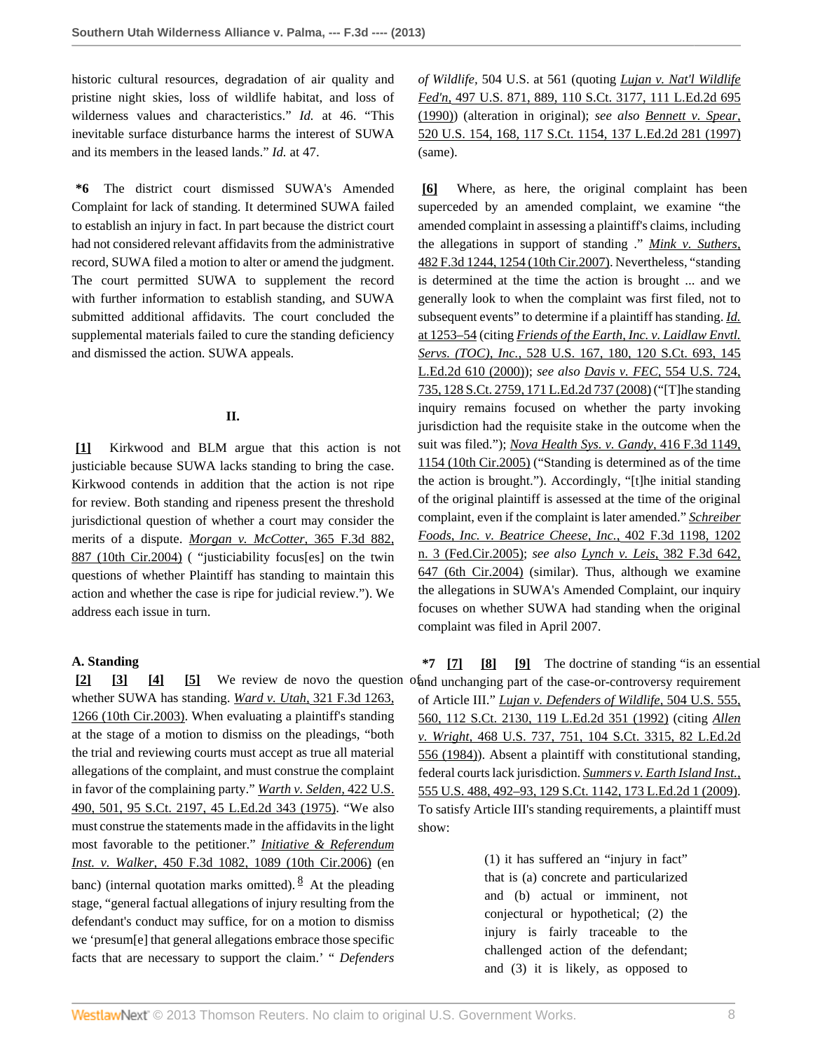historic cultural resources, degradation of air quality and pristine night skies, loss of wildlife habitat, and loss of wilderness values and characteristics." *Id.* at 46. "This inevitable surface disturbance harms the interest of SUWA and its members in the leased lands." *Id.* at 47.

**\*6** The district court dismissed SUWA's Amended Complaint for lack of standing. It determined SUWA failed to establish an injury in fact. In part because the district court had not considered relevant affidavits from the administrative record, SUWA filed a motion to alter or amend the judgment. The court permitted SUWA to supplement the record with further information to establish standing, and SUWA submitted additional affidavits. The court concluded the supplemental materials failed to cure the standing deficiency and dismissed the action. SUWA appeals.

## II.

**[1]** Kirkwood and BLM argue that this action is not justiciable because SUWA lacks standing to bring the case. Kirkwood contends in addition that the action is not ripe for review. Both standing and ripeness present the threshold jurisdictional question of whether a court may consider the merits of a dispute. *Morgan v. McCotter,* 365 F.3d 882, 887 (10th Cir.2004) ( "justiciability focus[es] on the twin questions of whether Plaintiff has standing to maintain this action and whether the case is ripe for judicial review."). We address each issue in turn.

### A. Standing

**[2] [3] [4] [5]** We review de novo the question of whether SUWA has standing. *Ward v. Utah,* 321 F.3d 1263, 1266 (10th Cir.2003). When evaluating a plaintiff's standing at the stage of a motion to dismiss on the pleadings, "both the trial and reviewing courts must accept as true all material allegations of the complaint, and must construe the complaint in favor of the complaining party." *Warth v. Selden,* 422 U.S. 490, 501, 95 S.Ct. 2197, 45 L.Ed.2d 343 (1975). "We also must construe the statements made in the affidavits in the light most favorable to the petitioner." *Initiative & Referendum Inst. v. Walker,* 450 F.3d 1082, 1089 (10th Cir.2006) (en banc) (internal quotation marks omitted).[8] At the pleading stage, "general factual allegations of injury resulting from the defendant's conduct may suffice, for on a motion to dismiss we 'presum[e] that general allegations embrace those specific facts that are necessary to support the claim.' " *Defenders of Wildlife,* 504 U.S. at 561 (quoting *Lujan v. Nat'l Wildlife Fed'n,* 497 U.S. 871, 889, 110 S.Ct. 3177, 111 L.Ed.2d 695 (1990)) (alteration in original); *see also* *Bennett v. Spear,* 520 U.S. 154, 168, 117 S.Ct. 1154, 137 L.Ed.2d 281 (1997) (same).

**[6]** Where, as here, the original complaint has been superceded by an amended complaint, we examine "the amended complaint in assessing a plaintiff's claims, including the allegations in support of standing ." *Mink v. Suthers,* 482 F.3d 1244, 1254 (10th Cir.2007). Nevertheless, "standing is determined at the time the action is brought ... and we generally look to when the complaint was first filed, not to subsequent events" to determine if a plaintiff has standing. *Id.* at 1253–54 (citing *Friends of the Earth, Inc. v. Laidlaw Envtl. Servs. (TOC), Inc.,* 528 U.S. 167, 180, 120 S.Ct. 693, 145 L.Ed.2d 610 (2000)); *see also* *Davis v. FEC,* 554 U.S. 724, 735, 128 S.Ct. 2759, 171 L.Ed.2d 737 (2008) ("[T]he standing inquiry remains focused on whether the party invoking jurisdiction had the requisite stake in the outcome when the suit was filed."); *Nova Health Sys. v. Gandy,* 416 F.3d 1149, 1154 (10th Cir.2005) ("Standing is determined as of the time the action is brought."). Accordingly, "[t]he initial standing of the original plaintiff is assessed at the time of the original complaint, even if the complaint is later amended." *Schreiber Foods, Inc. v. Beatrice Cheese, Inc.,* 402 F.3d 1198, 1202 n. 3 (Fed.Cir.2005); *see also* *Lynch v. Leis,* 382 F.3d 642, 647 (6th Cir.2004) (similar). Thus, although we examine the allegations in SUWA's Amended Complaint, our inquiry focuses on whether SUWA had standing when the original complaint was filed in April 2007.

**\*7 [7] [8] [9]** The doctrine of standing "is an essential and unchanging part of the case-or-controversy requirement of Article III." *Lujan v. Defenders of Wildlife,* 504 U.S. 555, 560, 112 S.Ct. 2130, 119 L.Ed.2d 351 (1992) (citing *Allen v. Wright,* 468 U.S. 737, 751, 104 S.Ct. 3315, 82 L.Ed.2d 556 (1984)). Absent a plaintiff with constitutional standing, federal courts lack jurisdiction. *Summers v. Earth Island Inst.,* 555 U.S. 488, 492–93, 129 S.Ct. 1142, 173 L.Ed.2d 1 (2009). To satisfy Article III's standing requirements, a plaintiff must show:

> (1) it has suffered an "injury in fact" that is (a) concrete and particularized and (b) actual or imminent, not conjectural or hypothetical; (2) the injury is fairly traceable to the challenged action of the defendant; and (3) it is likely, as opposed to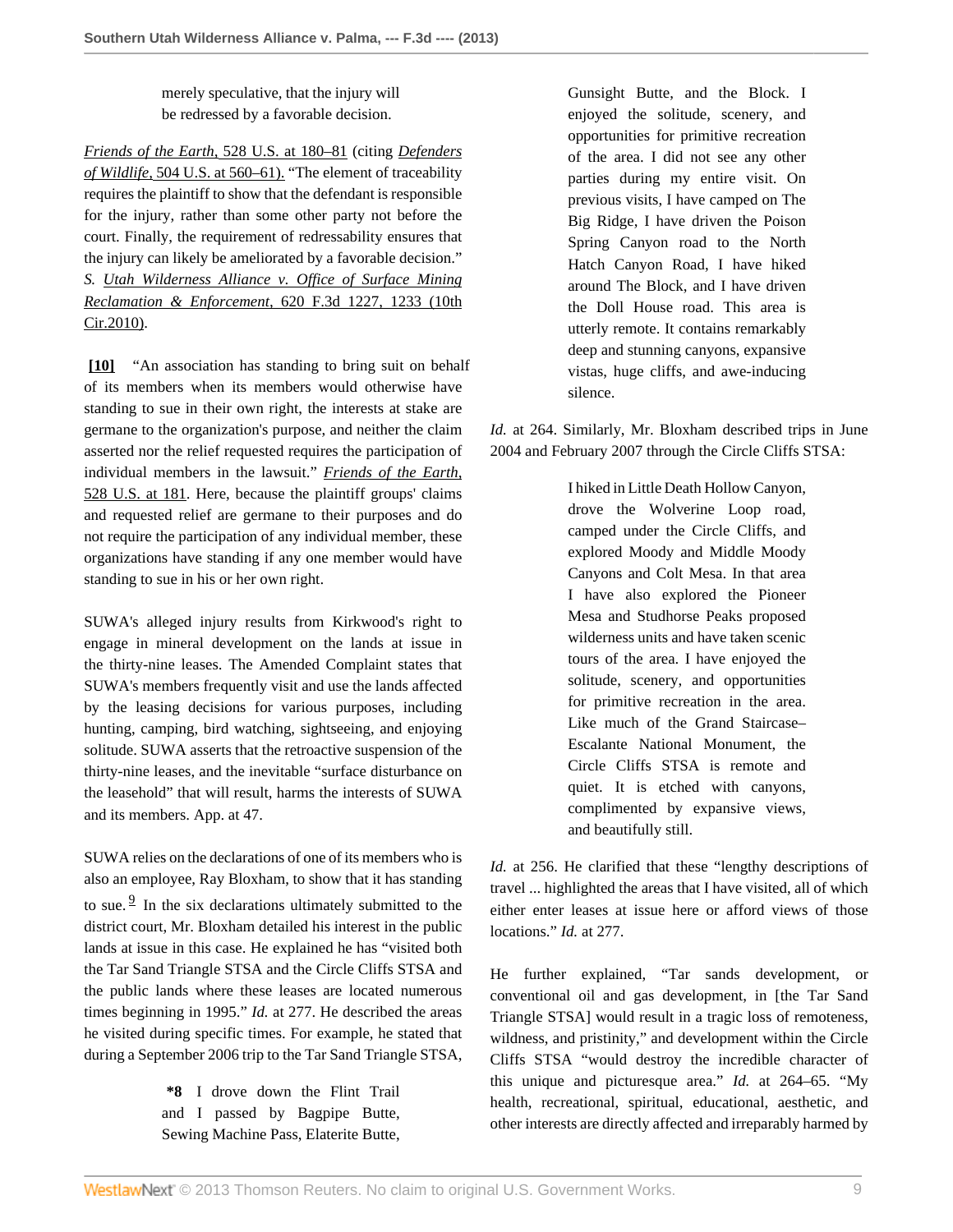> merely speculative, that the injury will be redressed by a favorable decision.

*Friends of the Earth,* 528 U.S. at 180–81 (citing *Defenders of Wildlife,* 504 U.S. at 560–61). "The element of traceability requires the plaintiff to show that the defendant is responsible for the injury, rather than some other party not before the court. Finally, the requirement of redressability ensures that the injury can likely be ameliorated by a favorable decision." *S. Utah Wilderness Alliance v. Office of Surface Mining Reclamation & Enforcement,* 620 F.3d 1227, 1233 (10th Cir.2010).

**[10]** "An association has standing to bring suit on behalf of its members when its members would otherwise have standing to sue in their own right, the interests at stake are germane to the organization's purpose, and neither the claim asserted nor the relief requested requires the participation of individual members in the lawsuit." *Friends of the Earth,* 528 U.S. at 181. Here, because the plaintiff groups' claims and requested relief are germane to their purposes and do not require the participation of any individual member, these organizations have standing if any one member would have standing to sue in his or her own right.

SUWA's alleged injury results from Kirkwood's right to engage in mineral development on the lands at issue in the thirty-nine leases. The Amended Complaint states that SUWA's members frequently visit and use the lands affected by the leasing decisions for various purposes, including hunting, camping, bird watching, sightseeing, and enjoying solitude. SUWA asserts that the retroactive suspension of the thirty-nine leases, and the inevitable "surface disturbance on the leasehold" that will result, harms the interests of SUWA and its members. App. at 47.

SUWA relies on the declarations of one of its members who is also an employee, Ray Bloxham, to show that it has standing to sue.[9] In the six declarations ultimately submitted to the district court, Mr. Bloxham detailed his interest in the public lands at issue in this case. He explained he has "visited both the Tar Sand Triangle STSA and the Circle Cliffs STSA and the public lands where these leases are located numerous times beginning in 1995." *Id.* at 277. He described the areas he visited during specific times. For example, he stated that during a September 2006 trip to the Tar Sand Triangle STSA,

> **\*8** I drove down the Flint Trail and I passed by Bagpipe Butte, Sewing Machine Pass, Elaterite Butte, Gunsight Butte, and the Block. I enjoyed the solitude, scenery, and opportunities for primitive recreation of the area. I did not see any other parties during my entire visit. On previous visits, I have camped on The Big Ridge, I have driven the Poison Spring Canyon road to the North Hatch Canyon Road, I have hiked around The Block, and I have driven the Doll House road. This area is utterly remote. It contains remarkably deep and stunning canyons, expansive vistas, huge cliffs, and awe-inducing silence.

*Id.* at 264. Similarly, Mr. Bloxham described trips in June 2004 and February 2007 through the Circle Cliffs STSA:

> I hiked in Little Death Hollow Canyon, drove the Wolverine Loop road, camped under the Circle Cliffs, and explored Moody and Middle Moody Canyons and Colt Mesa. In that area I have also explored the Pioneer Mesa and Studhorse Peaks proposed wilderness units and have taken scenic tours of the area. I have enjoyed the solitude, scenery, and opportunities for primitive recreation in the area. Like much of the Grand Staircase–Escalante National Monument, the Circle Cliffs STSA is remote and quiet. It is etched with canyons, complimented by expansive views, and beautifully still.

*Id.* at 256. He clarified that these "lengthy descriptions of travel ... highlighted the areas that I have visited, all of which either enter leases at issue here or afford views of those locations." *Id.* at 277.

He further explained, "Tar sands development, or conventional oil and gas development, in [the Tar Sand Triangle STSA] would result in a tragic loss of remoteness, wildness, and pristinity," and development within the Circle Cliffs STSA "would destroy the incredible character of this unique and picturesque area." *Id.* at 264–65. "My health, recreational, spiritual, educational, aesthetic, and other interests are directly affected and irreparably harmed by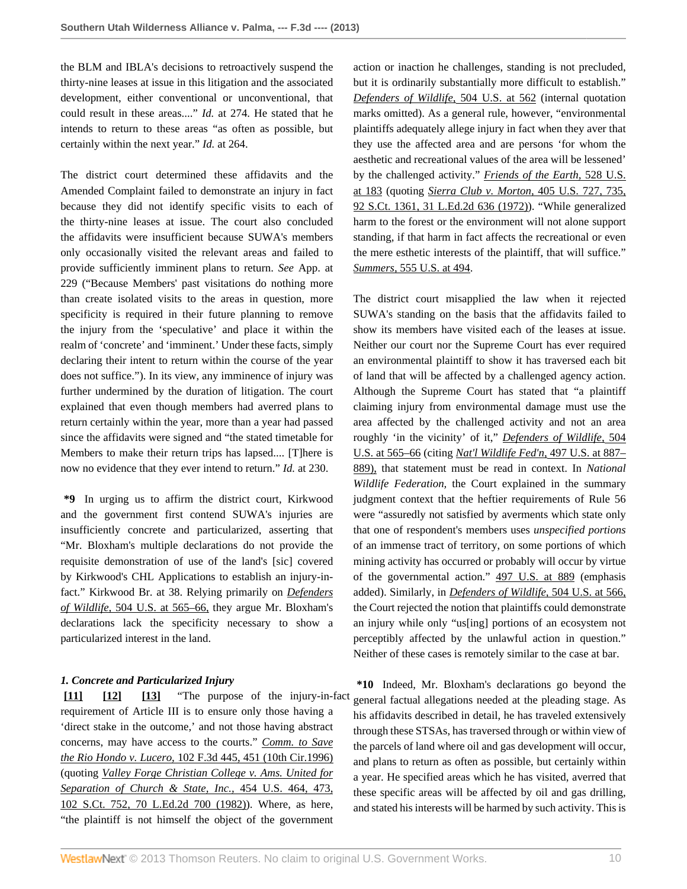the BLM and IBLA's decisions to retroactively suspend the thirty-nine leases at issue in this litigation and the associated development, either conventional or unconventional, that could result in these areas...." *Id.* at 274. He stated that he intends to return to these areas "as often as possible, but certainly within the next year." *Id.* at 264.

The district court determined these affidavits and the Amended Complaint failed to demonstrate an injury in fact because they did not identify specific visits to each of the thirty-nine leases at issue. The court also concluded the affidavits were insufficient because SUWA's members only occasionally visited the relevant areas and failed to provide sufficiently imminent plans to return. *See* App. at 229 ("Because Members' past visitations do nothing more than create isolated visits to the areas in question, more specificity is required in their future planning to remove the injury from the 'speculative' and place it within the realm of 'concrete' and 'imminent.' Under these facts, simply declaring their intent to return within the course of the year does not suffice."). In its view, any imminence of injury was further undermined by the duration of litigation. The court explained that even though members had averred plans to return certainly within the year, more than a year had passed since the affidavits were signed and "the stated timetable for Members to make their return trips has lapsed.... [T]here is now no evidence that they ever intend to return." *Id.* at 230.

**\*9** In urging us to affirm the district court, Kirkwood and the government first contend SUWA's injuries are insufficiently concrete and particularized, asserting that "Mr. Bloxham's multiple declarations do not provide the requisite demonstration of use of the land's [sic] covered by Kirkwood's CHL Applications to establish an injury-in-fact." Kirkwood Br. at 38. Relying primarily on *Defenders of Wildlife,* 504 U.S. at 565–66, they argue Mr. Bloxham's declarations lack the specificity necessary to show a particularized interest in the land.

### *1. Concrete and Particularized Injury*

**[11]** **[12]** **[13]** "The purpose of the injury-in-fact requirement of Article III is to ensure only those having a 'direct stake in the outcome,' and not those having abstract concerns, may have access to the courts." *Comm. to Save the Rio Hondo v. Lucero,* 102 F.3d 445, 451 (10th Cir.1996) (quoting *Valley Forge Christian College v. Ams. United for Separation of Church & State, Inc.,* 454 U.S. 464, 473, 102 S.Ct. 752, 70 L.Ed.2d 700 (1982)). Where, as here, "the plaintiff is not himself the object of the government action or inaction he challenges, standing is not precluded, but it is ordinarily substantially more difficult to establish." *Defenders of Wildlife,* 504 U.S. at 562 (internal quotation marks omitted). As a general rule, however, "environmental plaintiffs adequately allege injury in fact when they aver that they use the affected area and are persons 'for whom the aesthetic and recreational values of the area will be lessened' by the challenged activity." *Friends of the Earth,* 528 U.S. at 183 (quoting *Sierra Club v. Morton,* 405 U.S. 727, 735, 92 S.Ct. 1361, 31 L.Ed.2d 636 (1972)). "While generalized harm to the forest or the environment will not alone support standing, if that harm in fact affects the recreational or even the mere esthetic interests of the plaintiff, that will suffice." *Summers,* 555 U.S. at 494.

The district court misapplied the law when it rejected SUWA's standing on the basis that the affidavits failed to show its members have visited each of the leases at issue. Neither our court nor the Supreme Court has ever required an environmental plaintiff to show it has traversed each bit of land that will be affected by a challenged agency action. Although the Supreme Court has stated that "a plaintiff claiming injury from environmental damage must use the area affected by the challenged activity and not an area roughly 'in the vicinity' of it," *Defenders of Wildlife,* 504 U.S. at 565–66 (citing *Nat'l Wildlife Fed'n,* 497 U.S. at 887–889), that statement must be read in context. In *National Wildlife Federation,* the Court explained in the summary judgment context that the heftier requirements of Rule 56 were "assuredly not satisfied by averments which state only that one of respondent's members uses *unspecified portions* of an immense tract of territory, on some portions of which mining activity has occurred or probably will occur by virtue of the governmental action." 497 U.S. at 889 (emphasis added). Similarly, in *Defenders of Wildlife,* 504 U.S. at 566, the Court rejected the notion that plaintiffs could demonstrate an injury while only "us[ing] portions of an ecosystem not perceptibly affected by the unlawful action in question." Neither of these cases is remotely similar to the case at bar.

**\*10** Indeed, Mr. Bloxham's declarations go beyond the general factual allegations needed at the pleading stage. As his affidavits described in detail, he has traveled extensively through these STSAs, has traversed through or within view of the parcels of land where oil and gas development will occur, and plans to return as often as possible, but certainly within a year. He specified areas which he has visited, averred that these specific areas will be affected by oil and gas drilling, and stated his interests will be harmed by such activity. This is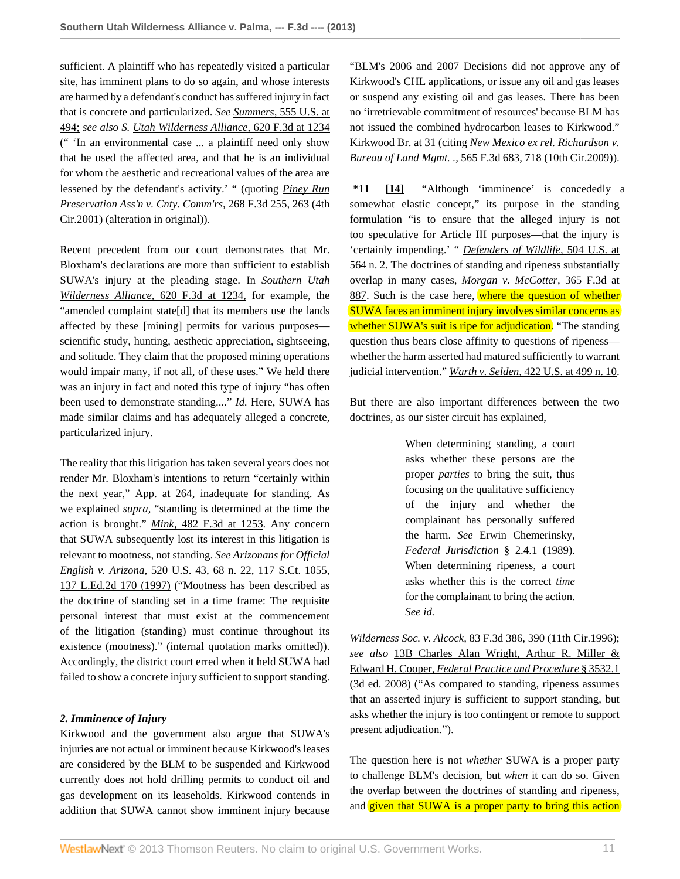sufficient. A plaintiff who has repeatedly visited a particular site, has imminent plans to do so again, and whose interests are harmed by a defendant's conduct has suffered injury in fact that is concrete and particularized. *See* Summers, 555 U.S. at 494; *see also* S. Utah Wilderness Alliance, 620 F.3d at 1234 (" 'In an environmental case ... a plaintiff need only show that he used the affected area, and that he is an individual for whom the aesthetic and recreational values of the area are lessened by the defendant's activity.' " (quoting Piney Run Preservation Ass'n v. Cnty. Comm'rs, 268 F.3d 255, 263 (4th Cir.2001) (alteration in original)).

Recent precedent from our court demonstrates that Mr. Bloxham's declarations are more than sufficient to establish SUWA's injury at the pleading stage. In Southern Utah Wilderness Alliance, 620 F.3d at 1234, for example, the "amended complaint state[d] that its members use the lands affected by these [mining] permits for various purposes—scientific study, hunting, aesthetic appreciation, sightseeing, and solitude. They claim that the proposed mining operations would impair many, if not all, of these uses." We held there was an injury in fact and noted this type of injury "has often been used to demonstrate standing...." *Id.* Here, SUWA has made similar claims and has adequately alleged a concrete, particularized injury.

The reality that this litigation has taken several years does not render Mr. Bloxham's intentions to return "certainly within the next year," App. at 264, inadequate for standing. As we explained *supra,* "standing is determined at the time the action is brought." *Mink,* 482 F.3d at 1253. Any concern that SUWA subsequently lost its interest in this litigation is relevant to mootness, not standing. *See* *Arizonans for Official English v. Arizona,* 520 U.S. 43, 68 n. 22, 117 S.Ct. 1055, 137 L.Ed.2d 170 (1997) ("Mootness has been described as the doctrine of standing set in a time frame: The requisite personal interest that must exist at the commencement of the litigation (standing) must continue throughout its existence (mootness)." (internal quotation marks omitted)). Accordingly, the district court erred when it held SUWA had failed to show a concrete injury sufficient to support standing.

***2. Imminence of Injury***

Kirkwood and the government also argue that SUWA's injuries are not actual or imminent because Kirkwood's leases are considered by the BLM to be suspended and Kirkwood currently does not hold drilling permits to conduct oil and gas development on its leaseholds. Kirkwood contends in addition that SUWA cannot show imminent injury because "BLM's 2006 and 2007 Decisions did not approve any of Kirkwood's CHL applications, or issue any oil and gas leases or suspend any existing oil and gas leases. There has been no 'irretrievable commitment of resources' because BLM has not issued the combined hydrocarbon leases to Kirkwood." Kirkwood Br. at 31 (citing *New Mexico ex rel. Richardson v. Bureau of Land Mgmt.* ., 565 F.3d 683, 718 (10th Cir.2009)).

**\*11** **[14]** "Although 'imminence' is concededly a somewhat elastic concept," its purpose in the standing formulation "is to ensure that the alleged injury is not too speculative for Article III purposes—that the injury is 'certainly impending.' " *Defenders of Wildlife,* 504 U.S. at 564 n. 2. The doctrines of standing and ripeness substantially overlap in many cases, *Morgan v. McCotter,* 365 F.3d at 887. Such is the case here, where the question of whether SUWA faces an imminent injury involves similar concerns as whether SUWA's suit is ripe for adjudication. "The standing question thus bears close affinity to questions of ripeness—whether the harm asserted had matured sufficiently to warrant judicial intervention." *Warth v. Selden,* 422 U.S. at 499 n. 10.

But there are also important differences between the two doctrines, as our sister circuit has explained,

> When determining standing, a court asks whether these persons are the proper *parties* to bring the suit, thus focusing on the qualitative sufficiency of the injury and whether the complainant has personally suffered the harm. *See* Erwin Chemerinsky, *Federal Jurisdiction* § 2.4.1 (1989). When determining ripeness, a court asks whether this is the correct *time* for the complainant to bring the action. *See id.*

*Wilderness Soc. v. Alcock,* 83 F.3d 386, 390 (11th Cir.1996); *see also* 13B Charles Alan Wright, Arthur R. Miller & Edward H. Cooper, *Federal Practice and Procedure* § 3532.1 (3d ed. 2008) ("As compared to standing, ripeness assumes that an asserted injury is sufficient to support standing, but asks whether the injury is too contingent or remote to support present adjudication.").

The question here is not *whether* SUWA is a proper party to challenge BLM's decision, but *when* it can do so. Given the overlap between the doctrines of standing and ripeness, and given that SUWA is a proper party to bring this action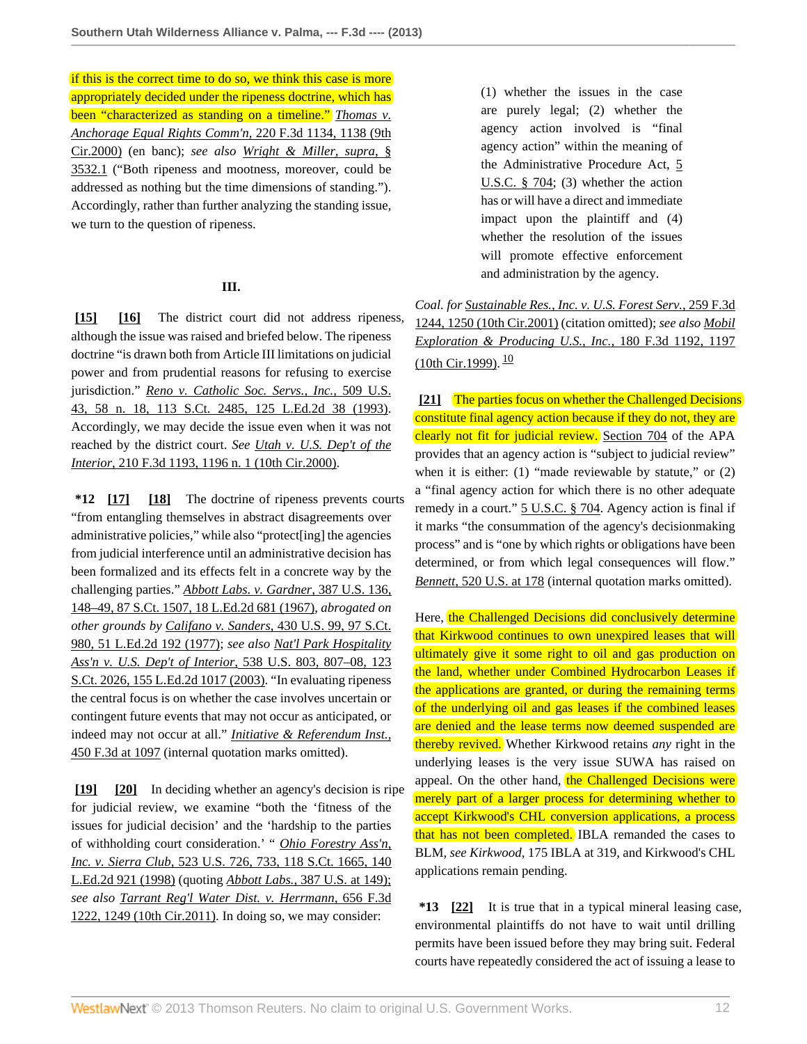if this is the correct time to do so, we think this case is more appropriately decided under the ripeness doctrine, which has been "characterized as standing on a timeline." *Thomas v. Anchorage Equal Rights Comm'n,* 220 F.3d 1134, 1138 (9th Cir.2000) (en banc); *see also* *Wright & Miller, supra,* § 3532.1 ("Both ripeness and mootness, moreover, could be addressed as nothing but the time dimensions of standing."). Accordingly, rather than further analyzing the standing issue, we turn to the question of ripeness.

### III.

**[15]** **[16]** The district court did not address ripeness, although the issue was raised and briefed below. The ripeness doctrine "is drawn both from Article III limitations on judicial power and from prudential reasons for refusing to exercise jurisdiction." *Reno v. Catholic Soc. Servs., Inc.,* 509 U.S. 43, 58 n. 18, 113 S.Ct. 2485, 125 L.Ed.2d 38 (1993). Accordingly, we may decide the issue even when it was not reached by the district court. *See* *Utah v. U.S. Dep't of the Interior,* 210 F.3d 1193, 1196 n. 1 (10th Cir.2000).

**\*12** **[17]** **[18]** The doctrine of ripeness prevents courts "from entangling themselves in abstract disagreements over administrative policies," while also "protect[ing] the agencies from judicial interference until an administrative decision has been formalized and its effects felt in a concrete way by the challenging parties." *Abbott Labs. v. Gardner,* 387 U.S. 136, 148–49, 87 S.Ct. 1507, 18 L.Ed.2d 681 (1967), *abrogated on other grounds by* *Califano v. Sanders,* 430 U.S. 99, 97 S.Ct. 980, 51 L.Ed.2d 192 (1977); *see also* *Nat'l Park Hospitality Ass'n v. U.S. Dep't of Interior,* 538 U.S. 803, 807–08, 123 S.Ct. 2026, 155 L.Ed.2d 1017 (2003). "In evaluating ripeness the central focus is on whether the case involves uncertain or contingent future events that may not occur as anticipated, or indeed may not occur at all." *Initiative & Referendum Inst.,* 450 F.3d at 1097 (internal quotation marks omitted).

**[19]** **[20]** In deciding whether an agency's decision is ripe for judicial review, we examine "both the 'fitness of the issues for judicial decision' and the 'hardship to the parties of withholding court consideration.' " *Ohio Forestry Ass'n, Inc. v. Sierra Club,* 523 U.S. 726, 733, 118 S.Ct. 1665, 140 L.Ed.2d 921 (1998) (quoting *Abbott Labs.,* 387 U.S. at 149); *see also* *Tarrant Reg'l Water Dist. v. Herrmann,* 656 F.3d 1222, 1249 (10th Cir.2011). In doing so, we may consider:

> (1) whether the issues in the case are purely legal; (2) whether the agency action involved is "final agency action" within the meaning of the Administrative Procedure Act, 5 U.S.C. § 704; (3) whether the action has or will have a direct and immediate impact upon the plaintiff and (4) whether the resolution of the issues will promote effective enforcement and administration by the agency.

*Coal. for Sustainable Res., Inc. v. U.S. Forest Serv.,* 259 F.3d 1244, 1250 (10th Cir.2001) (citation omitted); *see also* *Mobil Exploration & Producing U.S., Inc.,* 180 F.3d 1192, 1197 (10th Cir.1999).[10]

**[21]** The parties focus on whether the Challenged Decisions constitute final agency action because if they do not, they are clearly not fit for judicial review. Section 704 of the APA provides that an agency action is "subject to judicial review" when it is either: (1) "made reviewable by statute," or (2) a "final agency action for which there is no other adequate remedy in a court." 5 U.S.C. § 704. Agency action is final if it marks "the consummation of the agency's decisionmaking process" and is "one by which rights or obligations have been determined, or from which legal consequences will flow." *Bennett,* 520 U.S. at 178 (internal quotation marks omitted).

Here, the Challenged Decisions did conclusively determine that Kirkwood continues to own unexpired leases that will ultimately give it some right to oil and gas production on the land, whether under Combined Hydrocarbon Leases if the applications are granted, or during the remaining terms of the underlying oil and gas leases if the combined leases are denied and the lease terms now deemed suspended are thereby revived. Whether Kirkwood retains *any* right in the underlying leases is the very issue SUWA has raised on appeal. On the other hand, the Challenged Decisions were merely part of a larger process for determining whether to accept Kirkwood's CHL conversion applications, a process that has not been completed. IBLA remanded the cases to BLM, *see Kirkwood,* 175 IBLA at 319, and Kirkwood's CHL applications remain pending.

**\*13** **[22]** It is true that in a typical mineral leasing case, environmental plaintiffs do not have to wait until drilling permits have been issued before they may bring suit. Federal courts have repeatedly considered the act of issuing a lease to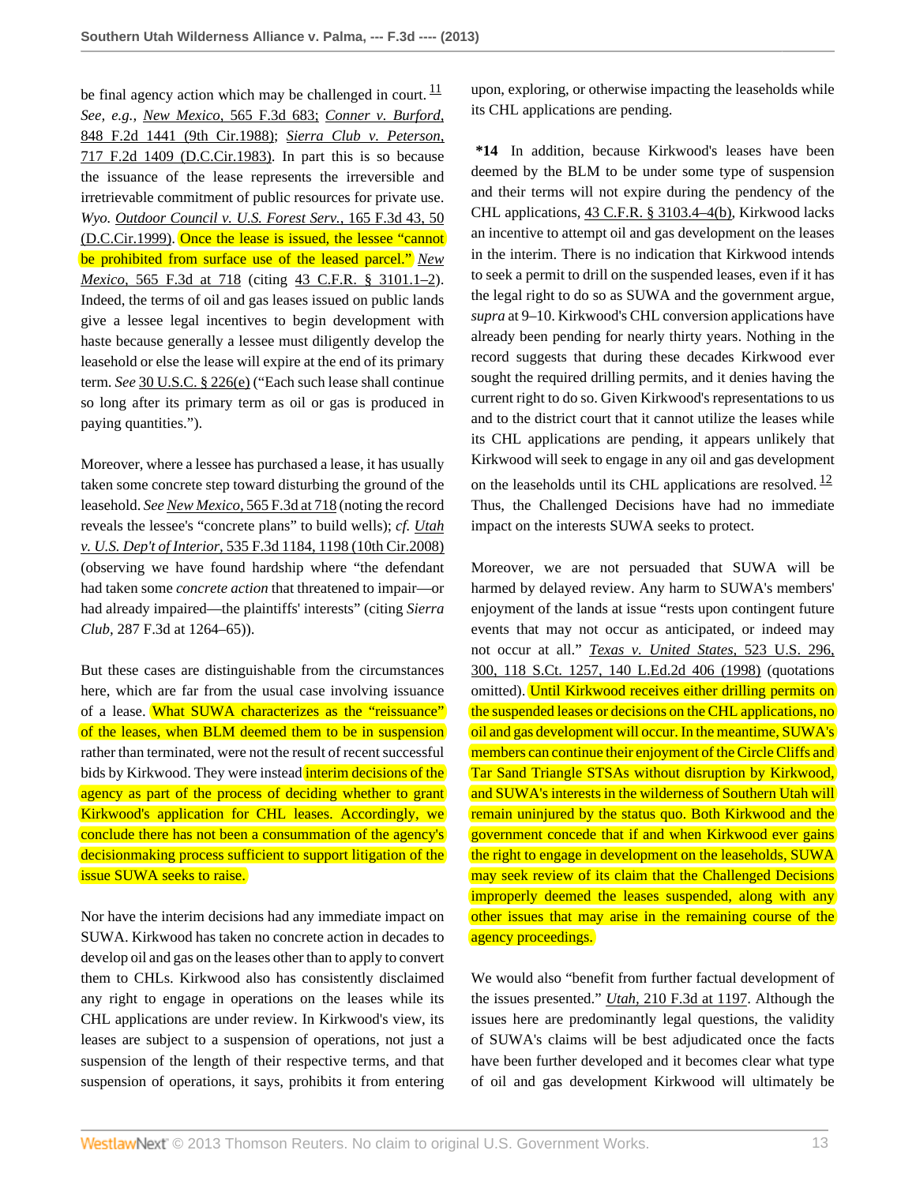be final agency action which may be challenged in court. [11] *See, e.g., New Mexico,* 565 F.3d 683; *Conner v. Burford,* 848 F.2d 1441 (9th Cir.1988); *Sierra Club v. Peterson,* 717 F.2d 1409 (D.C.Cir.1983). In part this is so because the issuance of the lease represents the irreversible and irretrievable commitment of public resources for private use. *Wyo. Outdoor Council v. U.S. Forest Serv.,* 165 F.3d 43, 50 (D.C.Cir.1999). Once the lease is issued, the lessee "cannot be prohibited from surface use of the leased parcel." *New Mexico,* 565 F.3d at 718 (citing 43 C.F.R. § 3101.1–2). Indeed, the terms of oil and gas leases issued on public lands give a lessee legal incentives to begin development with haste because generally a lessee must diligently develop the leasehold or else the lease will expire at the end of its primary term. *See* 30 U.S.C. § 226(e) ("Each such lease shall continue so long after its primary term as oil or gas is produced in paying quantities.").

Moreover, where a lessee has purchased a lease, it has usually taken some concrete step toward disturbing the ground of the leasehold. *See New Mexico,* 565 F.3d at 718 (noting the record reveals the lessee's "concrete plans" to build wells); *cf. Utah v. U.S. Dep't of Interior,* 535 F.3d 1184, 1198 (10th Cir.2008) (observing we have found hardship where "the defendant had taken some *concrete action* that threatened to impair—or had already impaired—the plaintiffs' interests" (citing *Sierra Club,* 287 F.3d at 1264–65)).

But these cases are distinguishable from the circumstances here, which are far from the usual case involving issuance of a lease. What SUWA characterizes as the "reissuance" of the leases, when BLM deemed them to be in suspension rather than terminated, were not the result of recent successful bids by Kirkwood. They were instead interim decisions of the agency as part of the process of deciding whether to grant Kirkwood's application for CHL leases. Accordingly, we conclude there has not been a consummation of the agency's decisionmaking process sufficient to support litigation of the issue SUWA seeks to raise.

Nor have the interim decisions had any immediate impact on SUWA. Kirkwood has taken no concrete action in decades to develop oil and gas on the leases other than to apply to convert them to CHLs. Kirkwood also has consistently disclaimed any right to engage in operations on the leases while its CHL applications are under review. In Kirkwood's view, its leases are subject to a suspension of operations, not just a suspension of the length of their respective terms, and that suspension of operations, it says, prohibits it from entering upon, exploring, or otherwise impacting the leaseholds while its CHL applications are pending.

**\*14** In addition, because Kirkwood's leases have been deemed by the BLM to be under some type of suspension and their terms will not expire during the pendency of the CHL applications, 43 C.F.R. § 3103.4–4(b), Kirkwood lacks an incentive to attempt oil and gas development on the leases in the interim. There is no indication that Kirkwood intends to seek a permit to drill on the suspended leases, even if it has the legal right to do so as SUWA and the government argue, *supra* at 9–10. Kirkwood's CHL conversion applications have already been pending for nearly thirty years. Nothing in the record suggests that during these decades Kirkwood ever sought the required drilling permits, and it denies having the current right to do so. Given Kirkwood's representations to us and to the district court that it cannot utilize the leases while its CHL applications are pending, it appears unlikely that Kirkwood will seek to engage in any oil and gas development on the leaseholds until its CHL applications are resolved. [12] Thus, the Challenged Decisions have had no immediate impact on the interests SUWA seeks to protect.

Moreover, we are not persuaded that SUWA will be harmed by delayed review. Any harm to SUWA's members' enjoyment of the lands at issue "rests upon contingent future events that may not occur as anticipated, or indeed may not occur at all." *Texas v. United States,* 523 U.S. 296, 300, 118 S.Ct. 1257, 140 L.Ed.2d 406 (1998) (quotations omitted). Until Kirkwood receives either drilling permits on the suspended leases or decisions on the CHL applications, no oil and gas development will occur. In the meantime, SUWA's members can continue their enjoyment of the Circle Cliffs and Tar Sand Triangle STSAs without disruption by Kirkwood, and SUWA's interests in the wilderness of Southern Utah will remain uninjured by the status quo. Both Kirkwood and the government concede that if and when Kirkwood ever gains the right to engage in development on the leaseholds, SUWA may seek review of its claim that the Challenged Decisions improperly deemed the leases suspended, along with any other issues that may arise in the remaining course of the agency proceedings.

We would also "benefit from further factual development of the issues presented." *Utah,* 210 F.3d at 1197. Although the issues here are predominantly legal questions, the validity of SUWA's claims will be best adjudicated once the facts have been further developed and it becomes clear what type of oil and gas development Kirkwood will ultimately be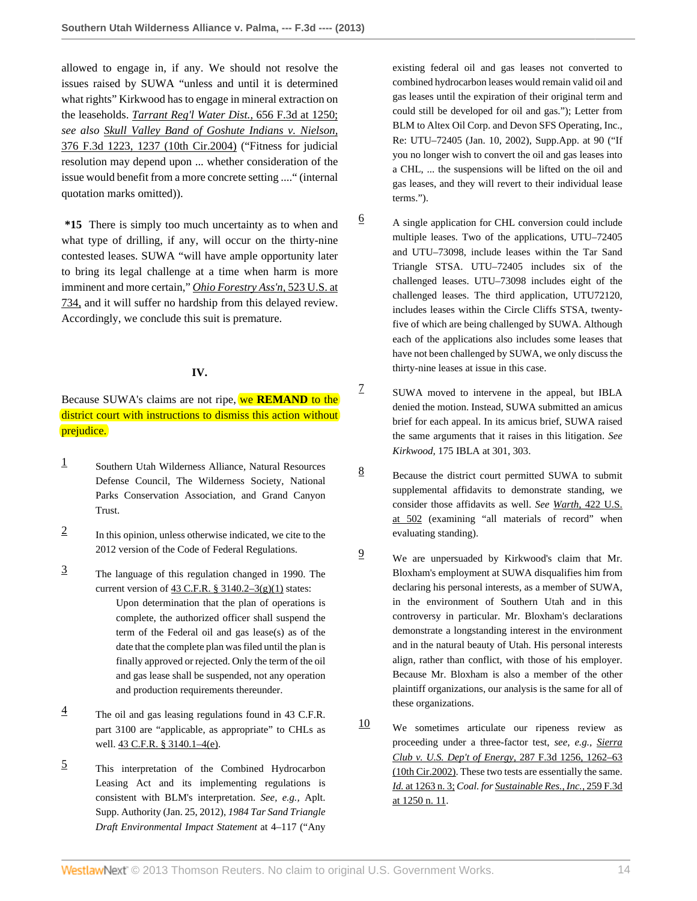allowed to engage in, if any. We should not resolve the issues raised by SUWA "unless and until it is determined what rights" Kirkwood has to engage in mineral extraction on the leaseholds. *Tarrant Reg'l Water Dist.,* 656 F.3d at 1250; *see also* *Skull Valley Band of Goshute Indians v. Nielson,* 376 F.3d 1223, 1237 (10th Cir.2004) ("Fitness for judicial resolution may depend upon ... whether consideration of the issue would benefit from a more concrete setting ...." (internal quotation marks omitted)).

**\*15** There is simply too much uncertainty as to when and what type of drilling, if any, will occur on the thirty-nine contested leases. SUWA "will have ample opportunity later to bring its legal challenge at a time when harm is more imminent and more certain," *Ohio Forestry Ass'n,* 523 U.S. at 734, and it will suffer no hardship from this delayed review. Accordingly, we conclude this suit is premature.

## IV.

Because SUWA's claims are not ripe, we **REMAND** to the district court with instructions to dismiss this action without prejudice.

1. Southern Utah Wilderness Alliance, Natural Resources Defense Council, The Wilderness Society, National Parks Conservation Association, and Grand Canyon Trust.

2. In this opinion, unless otherwise indicated, we cite to the 2012 version of the Code of Federal Regulations.

3. The language of this regulation changed in 1990. The current version of 43 C.F.R. § 3140.2–3(g)(1) states:

   > Upon determination that the plan of operations is complete, the authorized officer shall suspend the term of the Federal oil and gas lease(s) as of the date that the complete plan was filed until the plan is finally approved or rejected. Only the term of the oil and gas lease shall be suspended, not any operation and production requirements thereunder.

4. The oil and gas leasing regulations found in 43 C.F.R. part 3100 are "applicable, as appropriate" to CHLs as well. 43 C.F.R. § 3140.1–4(e).

5. This interpretation of the Combined Hydrocarbon Leasing Act and its implementing regulations is consistent with BLM's interpretation. *See, e.g.,* Aplt. Supp. Authority (Jan. 25, 2012), *1984 Tar Sand Triangle Draft Environmental Impact Statement* at 4–117 ("Any existing federal oil and gas leases not converted to combined hydrocarbon leases would remain valid oil and gas leases until the expiration of their original term and could still be developed for oil and gas."); Letter from BLM to Altex Oil Corp. and Devon SFS Operating, Inc., Re: UTU–72405 (Jan. 10, 2002), Supp.App. at 90 ("If you no longer wish to convert the oil and gas leases into a CHL, ... the suspensions will be lifted on the oil and gas leases, and they will revert to their individual lease terms.").

6. A single application for CHL conversion could include multiple leases. Two of the applications, UTU–72405 and UTU–73098, include leases within the Tar Sand Triangle STSA. UTU–72405 includes six of the challenged leases. UTU–73098 includes eight of the challenged leases. The third application, UTU72120, includes leases within the Circle Cliffs STSA, twenty-five of which are being challenged by SUWA. Although each of the applications also includes some leases that have not been challenged by SUWA, we only discuss the thirty-nine leases at issue in this case.

7. SUWA moved to intervene in the appeal, but IBLA denied the motion. Instead, SUWA submitted an amicus brief for each appeal. In its amicus brief, SUWA raised the same arguments that it raises in this litigation. *See Kirkwood,* 175 IBLA at 301, 303.

8. Because the district court permitted SUWA to submit supplemental affidavits to demonstrate standing, we consider those affidavits as well. *See* *Warth,* 422 U.S. at 502 (examining "all materials of record" when evaluating standing).

9. We are unpersuaded by Kirkwood's claim that Mr. Bloxham's employment at SUWA disqualifies him from declaring his personal interests, as a member of SUWA, in the environment of Southern Utah and in this controversy in particular. Mr. Bloxham's declarations demonstrate a longstanding interest in the environment and in the natural beauty of Utah. His personal interests align, rather than conflict, with those of his employer. Because Mr. Bloxham is also a member of the other plaintiff organizations, our analysis is the same for all of these organizations.

10. We sometimes articulate our ripeness review as proceeding under a three-factor test, *see, e.g.,* *Sierra Club v. U.S. Dep't of Energy,* 287 F.3d 1256, 1262–63 (10th Cir.2002). These two tests are essentially the same. *Id.* at 1263 n. 3; *Coal. for Sustainable Res., Inc.,* 259 F.3d at 1250 n. 11.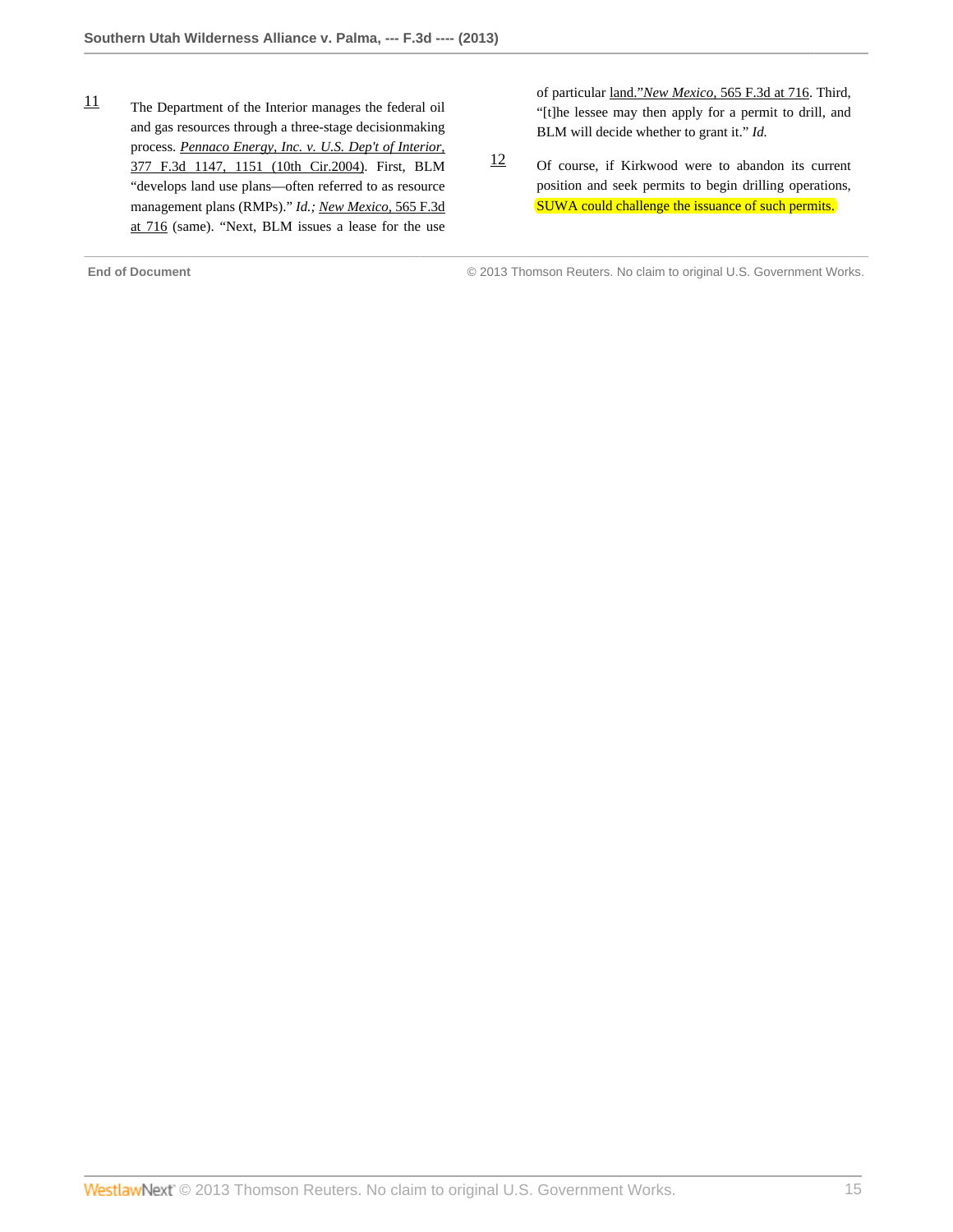11 The Department of the Interior manages the federal oil and gas resources through a three-stage decisionmaking process. *Pennaco Energy, Inc. v. U.S. Dep't of Interior,* 377 F.3d 1147, 1151 (10th Cir.2004). First, BLM "develops land use plans—often referred to as resource management plans (RMPs)." *Id.; New Mexico,* 565 F.3d at 716 (same). "Next, BLM issues a lease for the use of particular land."*New Mexico,* 565 F.3d at 716. Third, "[t]he lessee may then apply for a permit to drill, and BLM will decide whether to grant it." *Id.*

12 Of course, if Kirkwood were to abandon its current position and seek permits to begin drilling operations, SUWA could challenge the issuance of such permits.

**End of Document**

© 2013 Thomson Reuters. No claim to original U.S. Government Works.